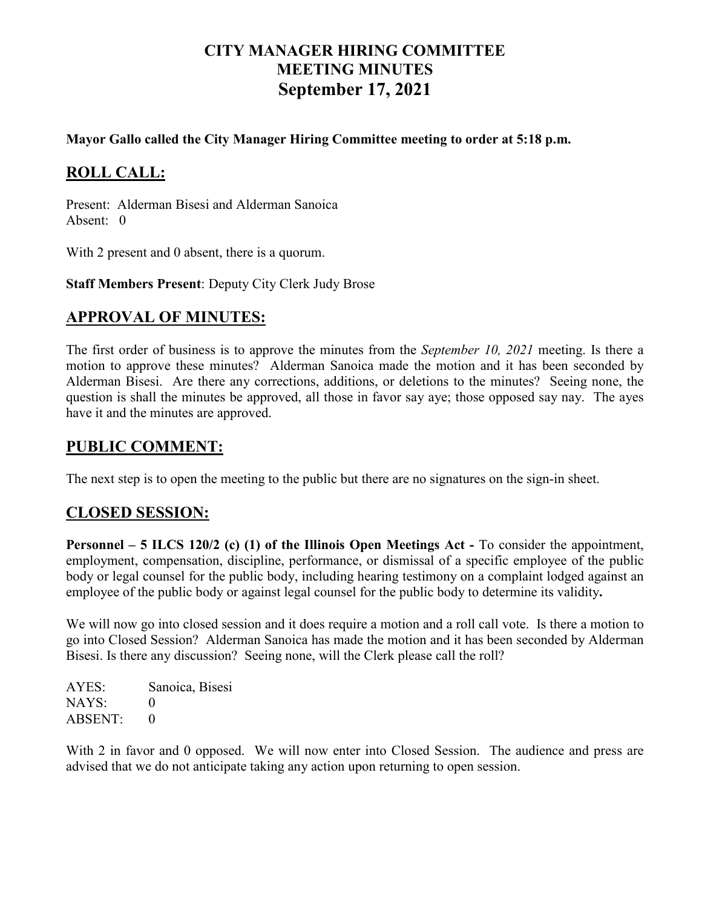# CITY MANAGER HIRING COMMITTEE
# MEETING MINUTES
# September 17, 2021

**Mayor Gallo called the City Manager Hiring Committee meeting to order at 5:18 p.m.**

## ROLL CALL:

Present: Alderman Bisesi and Alderman Sanoica
Absent: 0

With 2 present and 0 absent, there is a quorum.

**Staff Members Present**: Deputy City Clerk Judy Brose

## APPROVAL OF MINUTES:

The first order of business is to approve the minutes from the *September 10, 2021* meeting. Is there a motion to approve these minutes? Alderman Sanoica made the motion and it has been seconded by Alderman Bisesi. Are there any corrections, additions, or deletions to the minutes? Seeing none, the question is shall the minutes be approved, all those in favor say aye; those opposed say nay. The ayes have it and the minutes are approved.

## PUBLIC COMMENT:

The next step is to open the meeting to the public but there are no signatures on the sign-in sheet.

## CLOSED SESSION:

**Personnel – 5 ILCS 120/2 (c) (1) of the Illinois Open Meetings Act -** To consider the appointment, employment, compensation, discipline, performance, or dismissal of a specific employee of the public body or legal counsel for the public body, including hearing testimony on a complaint lodged against an employee of the public body or against legal counsel for the public body to determine its validity**.**

We will now go into closed session and it does require a motion and a roll call vote. Is there a motion to go into Closed Session? Alderman Sanoica has made the motion and it has been seconded by Alderman Bisesi. Is there any discussion? Seeing none, will the Clerk please call the roll?

AYES: Sanoica, Bisesi
NAYS: 0
ABSENT: 0

With 2 in favor and 0 opposed. We will now enter into Closed Session. The audience and press are advised that we do not anticipate taking any action upon returning to open session.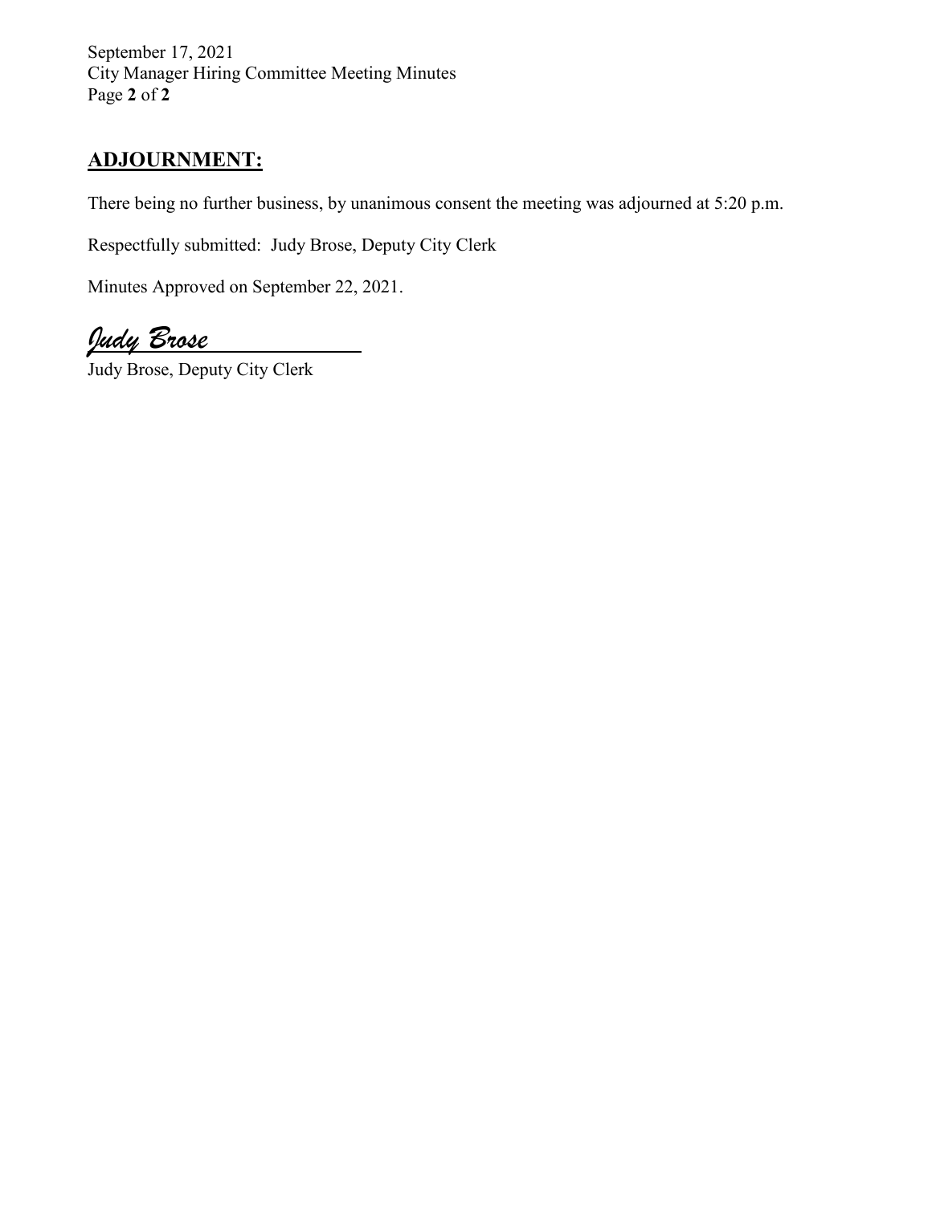## ADJOURNMENT:

There being no further business, by unanimous consent the meeting was adjourned at 5:20 p.m.

Respectfully submitted: Judy Brose, Deputy City Clerk

Minutes Approved on September 22, 2021.

*Judy Brose*

Judy Brose, Deputy City Clerk